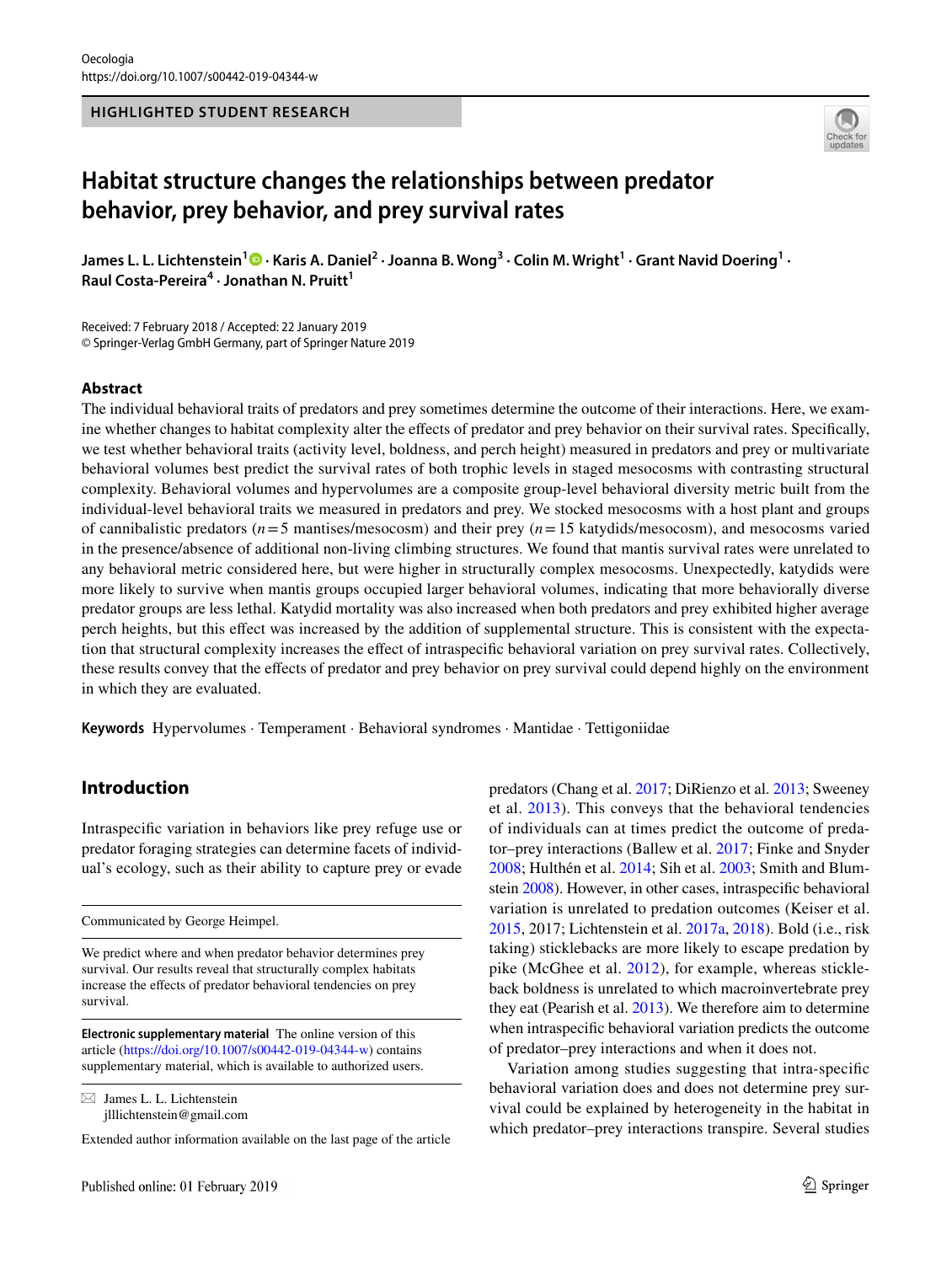HIGHLIGHTED STUDENT RESEARCH

# Habitat structure changes the relationships between predator behavior, prey behavior, and prey survival rates

**James L. L. Lichtenstein**[1] · **Karis A. Daniel**[2] · **Joanna B. Wong**[3] · **Colin M. Wright**[1] · **Grant Navid Doering**[1] · **Raul Costa-Pereira**[4] · **Jonathan N. Pruitt**[1]

Received: 7 February 2018 / Accepted: 22 January 2019
© Springer-Verlag GmbH Germany, part of Springer Nature 2019

## Abstract

The individual behavioral traits of predators and prey sometimes determine the outcome of their interactions. Here, we examine whether changes to habitat complexity alter the effects of predator and prey behavior on their survival rates. Specifically, we test whether behavioral traits (activity level, boldness, and perch height) measured in predators and prey or multivariate behavioral volumes best predict the survival rates of both trophic levels in staged mesocosms with contrasting structural complexity. Behavioral volumes and hypervolumes are a composite group-level behavioral diversity metric built from the individual-level behavioral traits we measured in predators and prey. We stocked mesocosms with a host plant and groups of cannibalistic predators ($n = 5$ mantises/mesocosm) and their prey ($n = 15$ katydids/mesocosm), and mesocosms varied in the presence/absence of additional non-living climbing structures. We found that mantis survival rates were unrelated to any behavioral metric considered here, but were higher in structurally complex mesocosms. Unexpectedly, katydids were more likely to survive when mantis groups occupied larger behavioral volumes, indicating that more behaviorally diverse predator groups are less lethal. Katydid mortality was also increased when both predators and prey exhibited higher average perch heights, but this effect was increased by the addition of supplemental structure. This is consistent with the expectation that structural complexity increases the effect of intraspecific behavioral variation on prey survival rates. Collectively, these results convey that the effects of predator and prey behavior on prey survival could depend highly on the environment in which they are evaluated.

**Keywords** Hypervolumes · Temperament · Behavioral syndromes · Mantidae · Tettigoniidae

## Introduction

Intraspecific variation in behaviors like prey refuge use or predator foraging strategies can determine facets of individual's ecology, such as their ability to capture prey or evade predators (Chang et al. 2017; DiRienzo et al. 2013; Sweeney et al. 2013). This conveys that the behavioral tendencies of individuals can at times predict the outcome of predator–prey interactions (Ballew et al. 2017; Finke and Snyder 2008; Hulthén et al. 2014; Sih et al. 2003; Smith and Blumstein 2008). However, in other cases, intraspecific behavioral variation is unrelated to predation outcomes (Keiser et al. 2015, 2017; Lichtenstein et al. 2017a, 2018). Bold (i.e., risk taking) sticklebacks are more likely to escape predation by pike (McGhee et al. 2012), for example, whereas stickleback boldness is unrelated to which macroinvertebrate prey they eat (Pearish et al. 2013). We therefore aim to determine when intraspecific behavioral variation predicts the outcome of predator–prey interactions and when it does not.

Variation among studies suggesting that intra-specific behavioral variation does and does not determine prey survival could be explained by heterogeneity in the habitat in which predator–prey interactions transpire. Several studies

---

Communicated by George Heimpel.

We predict where and when predator behavior determines prey survival. Our results reveal that structurally complex habitats increase the effects of predator behavioral tendencies on prey survival.

**Electronic supplementary material** The online version of this article (https://doi.org/10.1007/s00442-019-04344-w) contains supplementary material, which is available to authorized users.

✉ James L. L. Lichtenstein
jlllichtenstein@gmail.com

Extended author information available on the last page of the article

Published online: 01 February 2019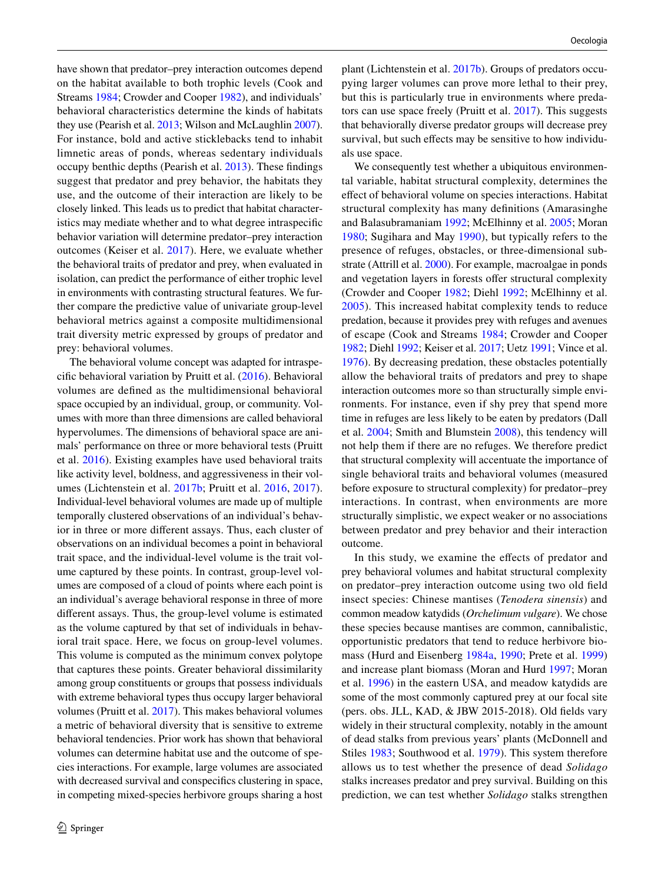have shown that predator–prey interaction outcomes depend on the habitat available to both trophic levels (Cook and Streams 1984; Crowder and Cooper 1982), and individuals' behavioral characteristics determine the kinds of habitats they use (Pearish et al. 2013; Wilson and McLaughlin 2007). For instance, bold and active sticklebacks tend to inhabit limnetic areas of ponds, whereas sedentary individuals occupy benthic depths (Pearish et al. 2013). These findings suggest that predator and prey behavior, the habitats they use, and the outcome of their interaction are likely to be closely linked. This leads us to predict that habitat characteristics may mediate whether and to what degree intraspecific behavior variation will determine predator–prey interaction outcomes (Keiser et al. 2017). Here, we evaluate whether the behavioral traits of predator and prey, when evaluated in isolation, can predict the performance of either trophic level in environments with contrasting structural features. We further compare the predictive value of univariate group-level behavioral metrics against a composite multidimensional trait diversity metric expressed by groups of predator and prey: behavioral volumes.

The behavioral volume concept was adapted for intraspecific behavioral variation by Pruitt et al. (2016). Behavioral volumes are defined as the multidimensional behavioral space occupied by an individual, group, or community. Volumes with more than three dimensions are called behavioral hypervolumes. The dimensions of behavioral space are animals' performance on three or more behavioral tests (Pruitt et al. 2016). Existing examples have used behavioral traits like activity level, boldness, and aggressiveness in their volumes (Lichtenstein et al. 2017b; Pruitt et al. 2016, 2017). Individual-level behavioral volumes are made up of multiple temporally clustered observations of an individual's behavior in three or more different assays. Thus, each cluster of observations on an individual becomes a point in behavioral trait space, and the individual-level volume is the trait volume captured by these points. In contrast, group-level volumes are composed of a cloud of points where each point is an individual's average behavioral response in three of more different assays. Thus, the group-level volume is estimated as the volume captured by that set of individuals in behavioral trait space. Here, we focus on group-level volumes. This volume is computed as the minimum convex polytope that captures these points. Greater behavioral dissimilarity among group constituents or groups that possess individuals with extreme behavioral types thus occupy larger behavioral volumes (Pruitt et al. 2017). This makes behavioral volumes a metric of behavioral diversity that is sensitive to extreme behavioral tendencies. Prior work has shown that behavioral volumes can determine habitat use and the outcome of species interactions. For example, large volumes are associated with decreased survival and conspecifics clustering in space, in competing mixed-species herbivore groups sharing a host plant (Lichtenstein et al. 2017b). Groups of predators occupying larger volumes can prove more lethal to their prey, but this is particularly true in environments where predators can use space freely (Pruitt et al. 2017). This suggests that behaviorally diverse predator groups will decrease prey survival, but such effects may be sensitive to how individuals use space.

We consequently test whether a ubiquitous environmental variable, habitat structural complexity, determines the effect of behavioral volume on species interactions. Habitat structural complexity has many definitions (Amarasinghe and Balasubramaniam 1992; McElhinny et al. 2005; Moran 1980; Sugihara and May 1990), but typically refers to the presence of refuges, obstacles, or three-dimensional substrate (Attrill et al. 2000). For example, macroalgae in ponds and vegetation layers in forests offer structural complexity (Crowder and Cooper 1982; Diehl 1992; McElhinny et al. 2005). This increased habitat complexity tends to reduce predation, because it provides prey with refuges and avenues of escape (Cook and Streams 1984; Crowder and Cooper 1982; Diehl 1992; Keiser et al. 2017; Uetz 1991; Vince et al. 1976). By decreasing predation, these obstacles potentially allow the behavioral traits of predators and prey to shape interaction outcomes more so than structurally simple environments. For instance, even if shy prey that spend more time in refuges are less likely to be eaten by predators (Dall et al. 2004; Smith and Blumstein 2008), this tendency will not help them if there are no refuges. We therefore predict that structural complexity will accentuate the importance of single behavioral traits and behavioral volumes (measured before exposure to structural complexity) for predator–prey interactions. In contrast, when environments are more structurally simplistic, we expect weaker or no associations between predator and prey behavior and their interaction outcome.

In this study, we examine the effects of predator and prey behavioral volumes and habitat structural complexity on predator–prey interaction outcome using two old field insect species: Chinese mantises (*Tenodera sinensis*) and common meadow katydids (*Orchelimum vulgare*). We chose these species because mantises are common, cannibalistic, opportunistic predators that tend to reduce herbivore biomass (Hurd and Eisenberg 1984a, 1990; Prete et al. 1999) and increase plant biomass (Moran and Hurd 1997; Moran et al. 1996) in the eastern USA, and meadow katydids are some of the most commonly captured prey at our focal site (pers. obs. JLL, KAD, & JBW 2015-2018). Old fields vary widely in their structural complexity, notably in the amount of dead stalks from previous years' plants (McDonnell and Stiles 1983; Southwood et al. 1979). This system therefore allows us to test whether the presence of dead *Solidago* stalks increases predator and prey survival. Building on this prediction, we can test whether *Solidago* stalks strengthen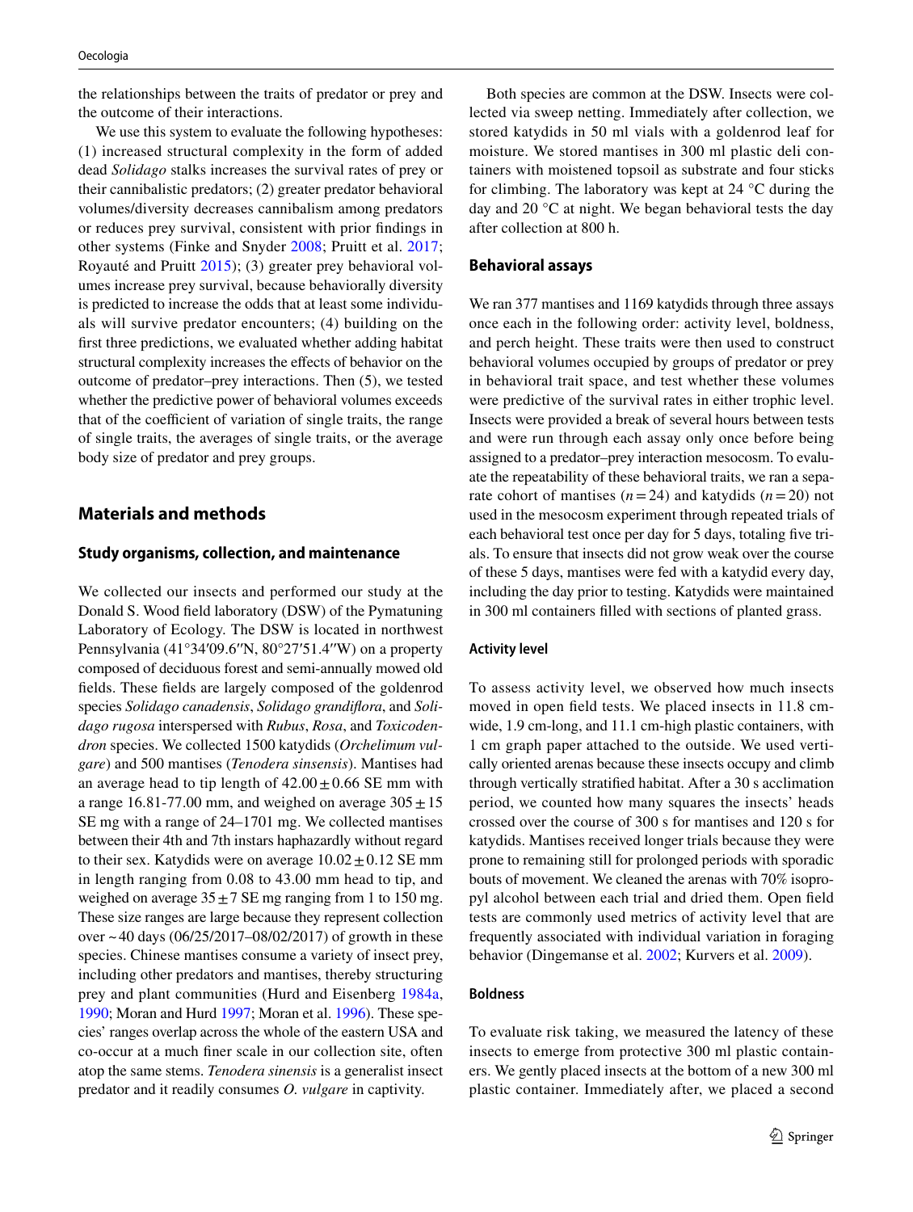the relationships between the traits of predator or prey and the outcome of their interactions.

We use this system to evaluate the following hypotheses: (1) increased structural complexity in the form of added dead *Solidago* stalks increases the survival rates of prey or their cannibalistic predators; (2) greater predator behavioral volumes/diversity decreases cannibalism among predators or reduces prey survival, consistent with prior findings in other systems (Finke and Snyder 2008; Pruitt et al. 2017; Royauté and Pruitt 2015); (3) greater prey behavioral volumes increase prey survival, because behaviorally diversity is predicted to increase the odds that at least some individuals will survive predator encounters; (4) building on the first three predictions, we evaluated whether adding habitat structural complexity increases the effects of behavior on the outcome of predator–prey interactions. Then (5), we tested whether the predictive power of behavioral volumes exceeds that of the coefficient of variation of single traits, the range of single traits, the averages of single traits, or the average body size of predator and prey groups.

## Materials and methods

### Study organisms, collection, and maintenance

We collected our insects and performed our study at the Donald S. Wood field laboratory (DSW) of the Pymatuning Laboratory of Ecology. The DSW is located in northwest Pennsylvania (41°34′09.6″N, 80°27′51.4″W) on a property composed of deciduous forest and semi-annually mowed old fields. These fields are largely composed of the goldenrod species *Solidago canadensis*, *Solidago grandiflora*, and *Solidago rugosa* interspersed with *Rubus*, *Rosa*, and *Toxicodendron* species. We collected 1500 katydids (*Orchelimum vulgare*) and 500 mantises (*Tenodera sinsensis*). Mantises had an average head to tip length of 42.00 ± 0.66 SE mm with a range 16.81-77.00 mm, and weighed on average 305 ± 15 SE mg with a range of 24–1701 mg. We collected mantises between their 4th and 7th instars haphazardly without regard to their sex. Katydids were on average 10.02 ± 0.12 SE mm in length ranging from 0.08 to 43.00 mm head to tip, and weighed on average 35 ± 7 SE mg ranging from 1 to 150 mg. These size ranges are large because they represent collection over ~ 40 days (06/25/2017–08/02/2017) of growth in these species. Chinese mantises consume a variety of insect prey, including other predators and mantises, thereby structuring prey and plant communities (Hurd and Eisenberg 1984a, 1990; Moran and Hurd 1997; Moran et al. 1996). These species' ranges overlap across the whole of the eastern USA and co-occur at a much finer scale in our collection site, often atop the same stems. *Tenodera sinensis* is a generalist insect predator and it readily consumes *O. vulgare* in captivity.

Both species are common at the DSW. Insects were collected via sweep netting. Immediately after collection, we stored katydids in 50 ml vials with a goldenrod leaf for moisture. We stored mantises in 300 ml plastic deli containers with moistened topsoil as substrate and four sticks for climbing. The laboratory was kept at 24 °C during the day and 20 °C at night. We began behavioral tests the day after collection at 800 h.

### Behavioral assays

We ran 377 mantises and 1169 katydids through three assays once each in the following order: activity level, boldness, and perch height. These traits were then used to construct behavioral volumes occupied by groups of predator or prey in behavioral trait space, and test whether these volumes were predictive of the survival rates in either trophic level. Insects were provided a break of several hours between tests and were run through each assay only once before being assigned to a predator–prey interaction mesocosm. To evaluate the repeatability of these behavioral traits, we ran a separate cohort of mantises ($n = 24$) and katydids ($n = 20$) not used in the mesocosm experiment through repeated trials of each behavioral test once per day for 5 days, totaling five trials. To ensure that insects did not grow weak over the course of these 5 days, mantises were fed with a katydid every day, including the day prior to testing. Katydids were maintained in 300 ml containers filled with sections of planted grass.

#### Activity level

To assess activity level, we observed how much insects moved in open field tests. We placed insects in 11.8 cm-wide, 1.9 cm-long, and 11.1 cm-high plastic containers, with 1 cm graph paper attached to the outside. We used vertically oriented arenas because these insects occupy and climb through vertically stratified habitat. After a 30 s acclimation period, we counted how many squares the insects' heads crossed over the course of 300 s for mantises and 120 s for katydids. Mantises received longer trials because they were prone to remaining still for prolonged periods with sporadic bouts of movement. We cleaned the arenas with 70% isopropyl alcohol between each trial and dried them. Open field tests are commonly used metrics of activity level that are frequently associated with individual variation in foraging behavior (Dingemanse et al. 2002; Kurvers et al. 2009).

#### Boldness

To evaluate risk taking, we measured the latency of these insects to emerge from protective 300 ml plastic containers. We gently placed insects at the bottom of a new 300 ml plastic container. Immediately after, we placed a second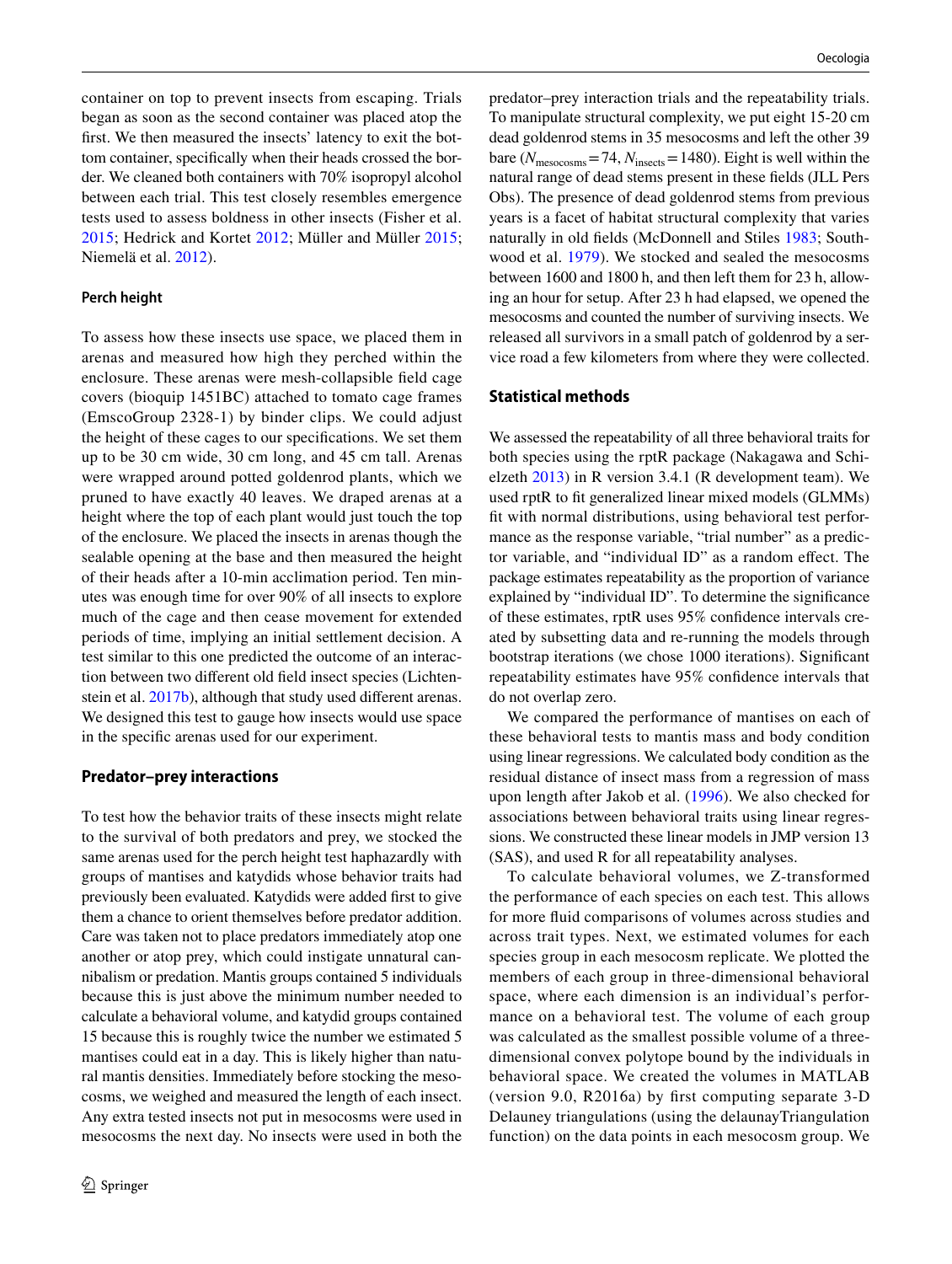container on top to prevent insects from escaping. Trials began as soon as the second container was placed atop the first. We then measured the insects' latency to exit the bottom container, specifically when their heads crossed the border. We cleaned both containers with 70% isopropyl alcohol between each trial. This test closely resembles emergence tests used to assess boldness in other insects (Fisher et al. 2015; Hedrick and Kortet 2012; Müller and Müller 2015; Niemelä et al. 2012).

### Perch height

To assess how these insects use space, we placed them in arenas and measured how high they perched within the enclosure. These arenas were mesh-collapsible field cage covers (bioquip 1451BC) attached to tomato cage frames (EmscoGroup 2328-1) by binder clips. We could adjust the height of these cages to our specifications. We set them up to be 30 cm wide, 30 cm long, and 45 cm tall. Arenas were wrapped around potted goldenrod plants, which we pruned to have exactly 40 leaves. We draped arenas at a height where the top of each plant would just touch the top of the enclosure. We placed the insects in arenas though the sealable opening at the base and then measured the height of their heads after a 10-min acclimation period. Ten minutes was enough time for over 90% of all insects to explore much of the cage and then cease movement for extended periods of time, implying an initial settlement decision. A test similar to this one predicted the outcome of an interaction between two different old field insect species (Lichtenstein et al. 2017b), although that study used different arenas. We designed this test to gauge how insects would use space in the specific arenas used for our experiment.

## Predator–prey interactions

To test how the behavior traits of these insects might relate to the survival of both predators and prey, we stocked the same arenas used for the perch height test haphazardly with groups of mantises and katydids whose behavior traits had previously been evaluated. Katydids were added first to give them a chance to orient themselves before predator addition. Care was taken not to place predators immediately atop one another or atop prey, which could instigate unnatural cannibalism or predation. Mantis groups contained 5 individuals because this is just above the minimum number needed to calculate a behavioral volume, and katydid groups contained 15 because this is roughly twice the number we estimated 5 mantises could eat in a day. This is likely higher than natural mantis densities. Immediately before stocking the mesocosms, we weighed and measured the length of each insect. Any extra tested insects not put in mesocosms were used in mesocosms the next day. No insects were used in both the predator–prey interaction trials and the repeatability trials. To manipulate structural complexity, we put eight 15-20 cm dead goldenrod stems in 35 mesocosms and left the other 39 bare ($N_{\text{mesocosms}} = 74$, $N_{\text{insects}} = 1480$). Eight is well within the natural range of dead stems present in these fields (JLL Pers Obs). The presence of dead goldenrod stems from previous years is a facet of habitat structural complexity that varies naturally in old fields (McDonnell and Stiles 1983; Southwood et al. 1979). We stocked and sealed the mesocosms between 1600 and 1800 h, and then left them for 23 h, allowing an hour for setup. After 23 h had elapsed, we opened the mesocosms and counted the number of surviving insects. We released all survivors in a small patch of goldenrod by a service road a few kilometers from where they were collected.

## Statistical methods

We assessed the repeatability of all three behavioral traits for both species using the rptR package (Nakagawa and Schielzeth 2013) in R version 3.4.1 (R development team). We used rptR to fit generalized linear mixed models (GLMMs) fit with normal distributions, using behavioral test performance as the response variable, "trial number" as a predictor variable, and "individual ID" as a random effect. The package estimates repeatability as the proportion of variance explained by "individual ID". To determine the significance of these estimates, rptR uses 95% confidence intervals created by subsetting data and re-running the models through bootstrap iterations (we chose 1000 iterations). Significant repeatability estimates have 95% confidence intervals that do not overlap zero.

We compared the performance of mantises on each of these behavioral tests to mantis mass and body condition using linear regressions. We calculated body condition as the residual distance of insect mass from a regression of mass upon length after Jakob et al. (1996). We also checked for associations between behavioral traits using linear regressions. We constructed these linear models in JMP version 13 (SAS), and used R for all repeatability analyses.

To calculate behavioral volumes, we Z-transformed the performance of each species on each test. This allows for more fluid comparisons of volumes across studies and across trait types. Next, we estimated volumes for each species group in each mesocosm replicate. We plotted the members of each group in three-dimensional behavioral space, where each dimension is an individual's performance on a behavioral test. The volume of each group was calculated as the smallest possible volume of a three-dimensional convex polytope bound by the individuals in behavioral space. We created the volumes in MATLAB (version 9.0, R2016a) by first computing separate 3-D Delauney triangulations (using the delaunayTriangulation function) on the data points in each mesocosm group. We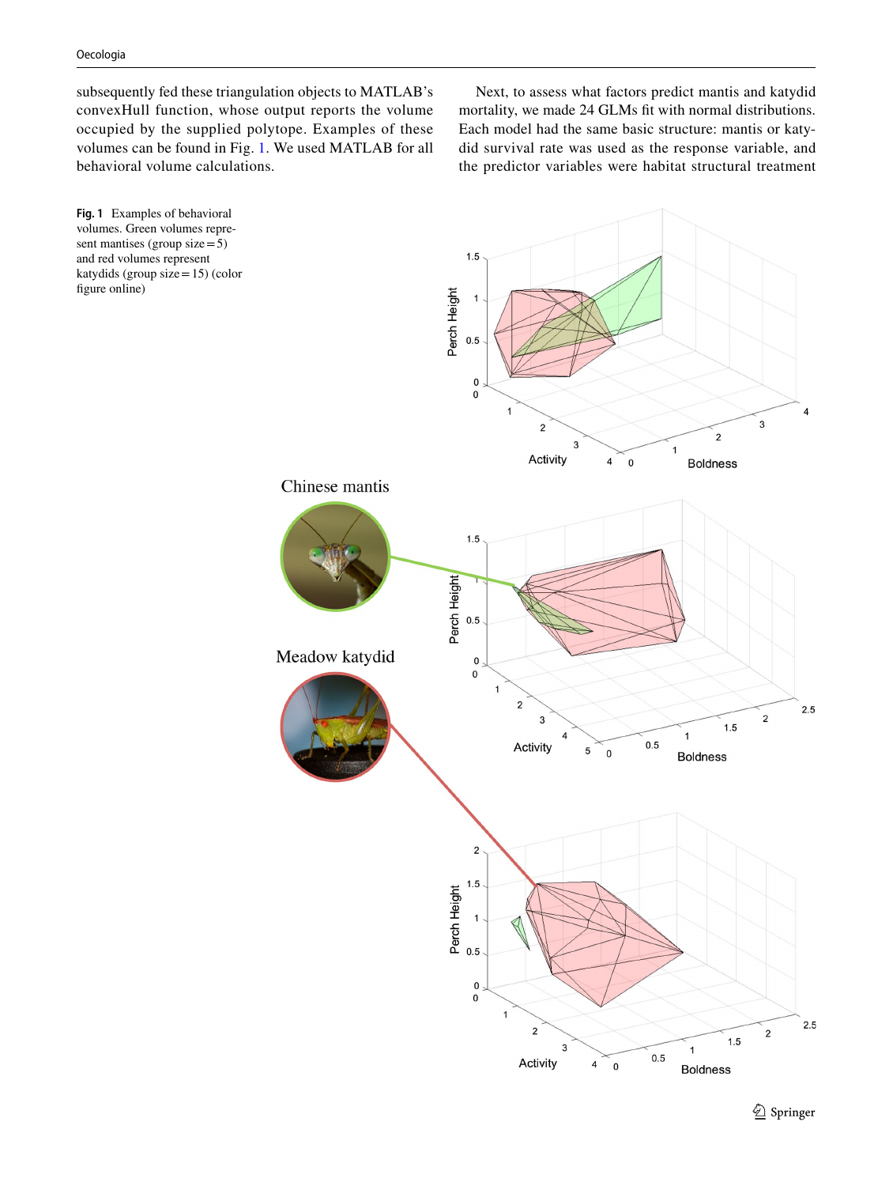subsequently fed these triangulation objects to MATLAB's convexHull function, whose output reports the volume occupied by the supplied polytope. Examples of these volumes can be found in Fig. 1. We used MATLAB for all behavioral volume calculations.

Next, to assess what factors predict mantis and katydid mortality, we made 24 GLMs fit with normal distributions. Each model had the same basic structure: mantis or katydid survival rate was used as the response variable, and the predictor variables were habitat structural treatment

**Fig. 1** Examples of behavioral volumes. Green volumes represent mantises (group size = 5) and red volumes represent katydids (group size = 15) (color figure online)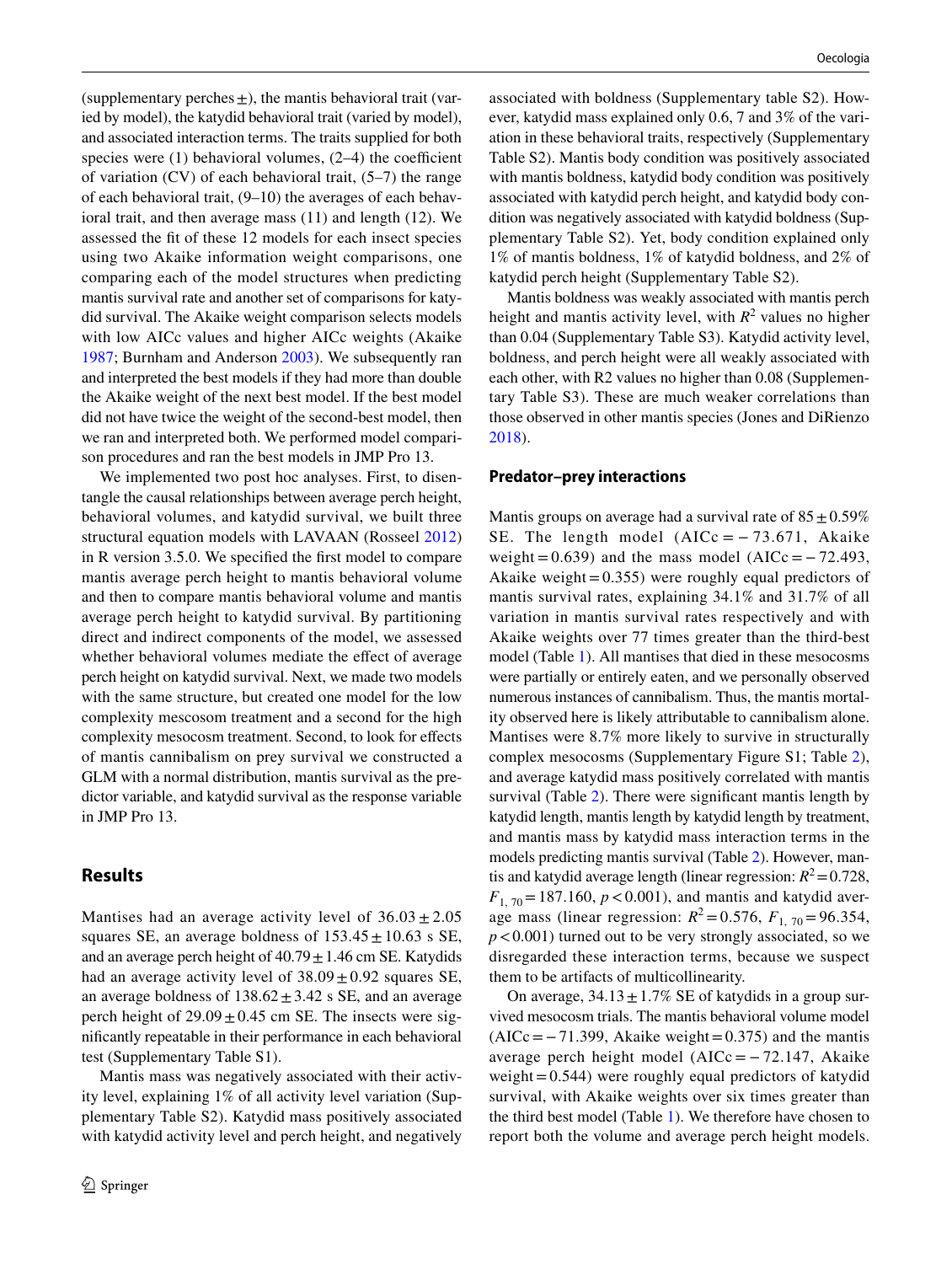(supplementary perches ±), the mantis behavioral trait (varied by model), the katydid behavioral trait (varied by model), and associated interaction terms. The traits supplied for both species were (1) behavioral volumes, (2–4) the coefficient of variation (CV) of each behavioral trait, (5–7) the range of each behavioral trait, (9–10) the averages of each behavioral trait, and then average mass (11) and length (12). We assessed the fit of these 12 models for each insect species using two Akaike information weight comparisons, one comparing each of the model structures when predicting mantis survival rate and another set of comparisons for katydid survival. The Akaike weight comparison selects models with low AICc values and higher AICc weights (Akaike 1987; Burnham and Anderson 2003). We subsequently ran and interpreted the best models if they had more than double the Akaike weight of the next best model. If the best model did not have twice the weight of the second-best model, then we ran and interpreted both. We performed model comparison procedures and ran the best models in JMP Pro 13.

We implemented two post hoc analyses. First, to disentangle the causal relationships between average perch height, behavioral volumes, and katydid survival, we built three structural equation models with LAVAAN (Rosseel 2012) in R version 3.5.0. We specified the first model to compare mantis average perch height to mantis behavioral volume and then to compare mantis behavioral volume and mantis average perch height to katydid survival. By partitioning direct and indirect components of the model, we assessed whether behavioral volumes mediate the effect of average perch height on katydid survival. Next, we made two models with the same structure, but created one model for the low complexity mescosom treatment and a second for the high complexity mesocosm treatment. Second, to look for effects of mantis cannibalism on prey survival we constructed a GLM with a normal distribution, mantis survival as the predictor variable, and katydid survival as the response variable in JMP Pro 13.

## Results

Mantises had an average activity level of 36.03 ± 2.05 squares SE, an average boldness of 153.45 ± 10.63 s SE, and an average perch height of 40.79 ± 1.46 cm SE. Katydids had an average activity level of 38.09 ± 0.92 squares SE, an average boldness of 138.62 ± 3.42 s SE, and an average perch height of 29.09 ± 0.45 cm SE. The insects were significantly repeatable in their performance in each behavioral test (Supplementary Table S1).

Mantis mass was negatively associated with their activity level, explaining 1% of all activity level variation (Supplementary Table S2). Katydid mass positively associated with katydid activity level and perch height, and negatively associated with boldness (Supplementary table S2). However, katydid mass explained only 0.6, 7 and 3% of the variation in these behavioral traits, respectively (Supplementary Table S2). Mantis body condition was positively associated with mantis boldness, katydid body condition was positively associated with katydid perch height, and katydid body condition was negatively associated with katydid boldness (Supplementary Table S2). Yet, body condition explained only 1% of mantis boldness, 1% of katydid boldness, and 2% of katydid perch height (Supplementary Table S2).

Mantis boldness was weakly associated with mantis perch height and mantis activity level, with $R^2$ values no higher than 0.04 (Supplementary Table S3). Katydid activity level, boldness, and perch height were all weakly associated with each other, with R2 values no higher than 0.08 (Supplementary Table S3). These are much weaker correlations than those observed in other mantis species (Jones and DiRienzo 2018).

### Predator–prey interactions

Mantis groups on average had a survival rate of 85 ± 0.59% SE. The length model (AICc = − 73.671, Akaike weight = 0.639) and the mass model (AICc = − 72.493, Akaike weight = 0.355) were roughly equal predictors of mantis survival rates, explaining 34.1% and 31.7% of all variation in mantis survival rates respectively and with Akaike weights over 77 times greater than the third-best model (Table 1). All mantises that died in these mesocosms were partially or entirely eaten, and we personally observed numerous instances of cannibalism. Thus, the mantis mortality observed here is likely attributable to cannibalism alone. Mantises were 8.7% more likely to survive in structurally complex mesocosms (Supplementary Figure S1; Table 2), and average katydid mass positively correlated with mantis survival (Table 2). There were significant mantis length by katydid length, mantis length by katydid length by treatment, and mantis mass by katydid mass interaction terms in the models predicting mantis survival (Table 2). However, mantis and katydid average length (linear regression: $R^2 = 0.728$, $F_{1,\,70} = 187.160$, $p < 0.001$), and mantis and katydid average mass (linear regression: $R^2 = 0.576$, $F_{1,\,70} = 96.354$, $p < 0.001$) turned out to be very strongly associated, so we disregarded these interaction terms, because we suspect them to be artifacts of multicollinearity.

On average, 34.13 ± 1.7% SE of katydids in a group survived mesocosm trials. The mantis behavioral volume model (AICc = − 71.399, Akaike weight = 0.375) and the mantis average perch height model (AICc = − 72.147, Akaike weight = 0.544) were roughly equal predictors of katydid survival, with Akaike weights over six times greater than the third best model (Table 1). We therefore have chosen to report both the volume and average perch height models.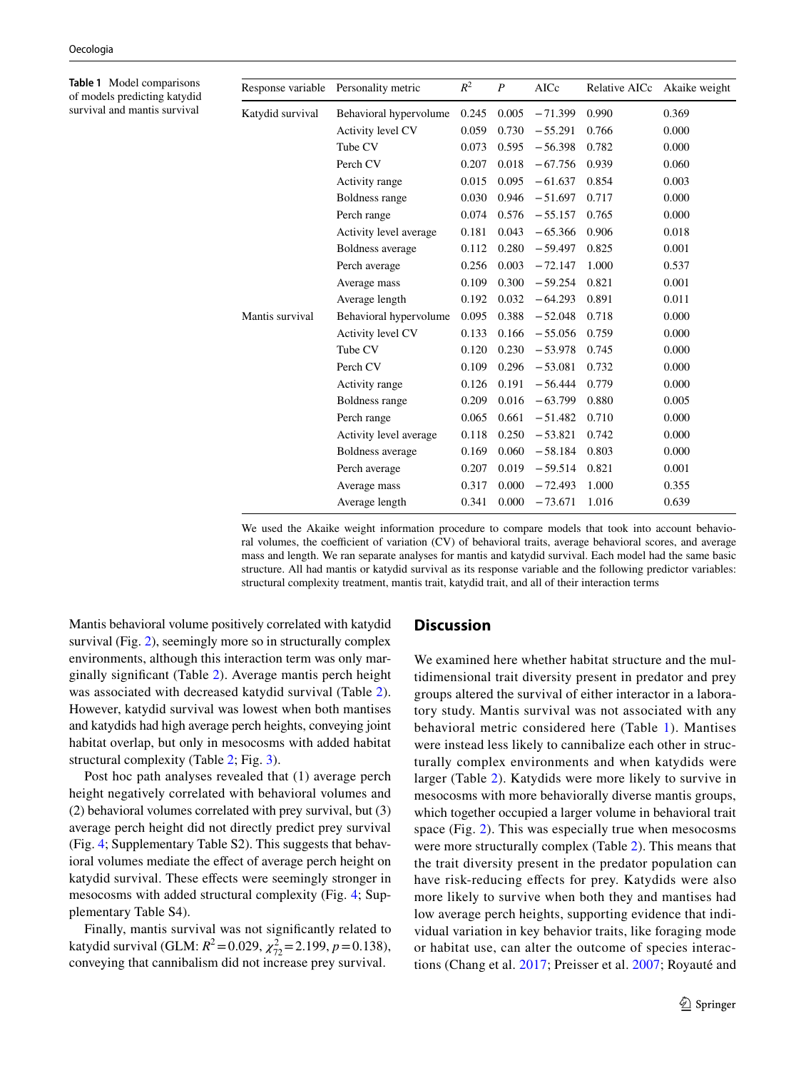**Table 1** Model comparisons of models predicting katydid survival and mantis survival

| Response variable | Personality metric | $R^2$ | *P* | AICc | Relative AICc | Akaike weight |
|---|---|---|---|---|---|---|
| Katydid survival | Behavioral hypervolume | 0.245 | 0.005 | −71.399 | 0.990 | 0.369 |
| | Activity level CV | 0.059 | 0.730 | −55.291 | 0.766 | 0.000 |
| | Tube CV | 0.073 | 0.595 | −56.398 | 0.782 | 0.000 |
| | Perch CV | 0.207 | 0.018 | −67.756 | 0.939 | 0.060 |
| | Activity range | 0.015 | 0.095 | −61.637 | 0.854 | 0.003 |
| | Boldness range | 0.030 | 0.946 | −51.697 | 0.717 | 0.000 |
| | Perch range | 0.074 | 0.576 | −55.157 | 0.765 | 0.000 |
| | Activity level average | 0.181 | 0.043 | −65.366 | 0.906 | 0.018 |
| | Boldness average | 0.112 | 0.280 | −59.497 | 0.825 | 0.001 |
| | Perch average | 0.256 | 0.003 | −72.147 | 1.000 | 0.537 |
| | Average mass | 0.109 | 0.300 | −59.254 | 0.821 | 0.001 |
| | Average length | 0.192 | 0.032 | −64.293 | 0.891 | 0.011 |
| Mantis survival | Behavioral hypervolume | 0.095 | 0.388 | −52.048 | 0.718 | 0.000 |
| | Activity level CV | 0.133 | 0.166 | −55.056 | 0.759 | 0.000 |
| | Tube CV | 0.120 | 0.230 | −53.978 | 0.745 | 0.000 |
| | Perch CV | 0.109 | 0.296 | −53.081 | 0.732 | 0.000 |
| | Activity range | 0.126 | 0.191 | −56.444 | 0.779 | 0.000 |
| | Boldness range | 0.209 | 0.016 | −63.799 | 0.880 | 0.005 |
| | Perch range | 0.065 | 0.661 | −51.482 | 0.710 | 0.000 |
| | Activity level average | 0.118 | 0.250 | −53.821 | 0.742 | 0.000 |
| | Boldness average | 0.169 | 0.060 | −58.184 | 0.803 | 0.000 |
| | Perch average | 0.207 | 0.019 | −59.514 | 0.821 | 0.001 |
| | Average mass | 0.317 | 0.000 | −72.493 | 1.000 | 0.355 |
| | Average length | 0.341 | 0.000 | −73.671 | 1.016 | 0.639 |

We used the Akaike weight information procedure to compare models that took into account behavioral volumes, the coefficient of variation (CV) of behavioral traits, average behavioral scores, and average mass and length. We ran separate analyses for mantis and katydid survival. Each model had the same basic structure. All had mantis or katydid survival as its response variable and the following predictor variables: structural complexity treatment, mantis trait, katydid trait, and all of their interaction terms

Mantis behavioral volume positively correlated with katydid survival (Fig. 2), seemingly more so in structurally complex environments, although this interaction term was only marginally significant (Table 2). Average mantis perch height was associated with decreased katydid survival (Table 2). However, katydid survival was lowest when both mantises and katydids had high average perch heights, conveying joint habitat overlap, but only in mesocosms with added habitat structural complexity (Table 2; Fig. 3).

Post hoc path analyses revealed that (1) average perch height negatively correlated with behavioral volumes and (2) behavioral volumes correlated with prey survival, but (3) average perch height did not directly predict prey survival (Fig. 4; Supplementary Table S2). This suggests that behavioral volumes mediate the effect of average perch height on katydid survival. These effects were seemingly stronger in mesocosms with added structural complexity (Fig. 4; Supplementary Table S4).

Finally, mantis survival was not significantly related to katydid survival (GLM: $R^2 = 0.029$, $\chi^2_{72} = 2.199$, $p = 0.138$), conveying that cannibalism did not increase prey survival.

## Discussion

We examined here whether habitat structure and the multidimensional trait diversity present in predator and prey groups altered the survival of either interactor in a laboratory study. Mantis survival was not associated with any behavioral metric considered here (Table 1). Mantises were instead less likely to cannibalize each other in structurally complex environments and when katydids were larger (Table 2). Katydids were more likely to survive in mesocosms with more behaviorally diverse mantis groups, which together occupied a larger volume in behavioral trait space (Fig. 2). This was especially true when mesocosms were more structurally complex (Table 2). This means that the trait diversity present in the predator population can have risk-reducing effects for prey. Katydids were also more likely to survive when both they and mantises had low average perch heights, supporting evidence that individual variation in key behavior traits, like foraging mode or habitat use, can alter the outcome of species interactions (Chang et al. 2017; Preisser et al. 2007; Royauté and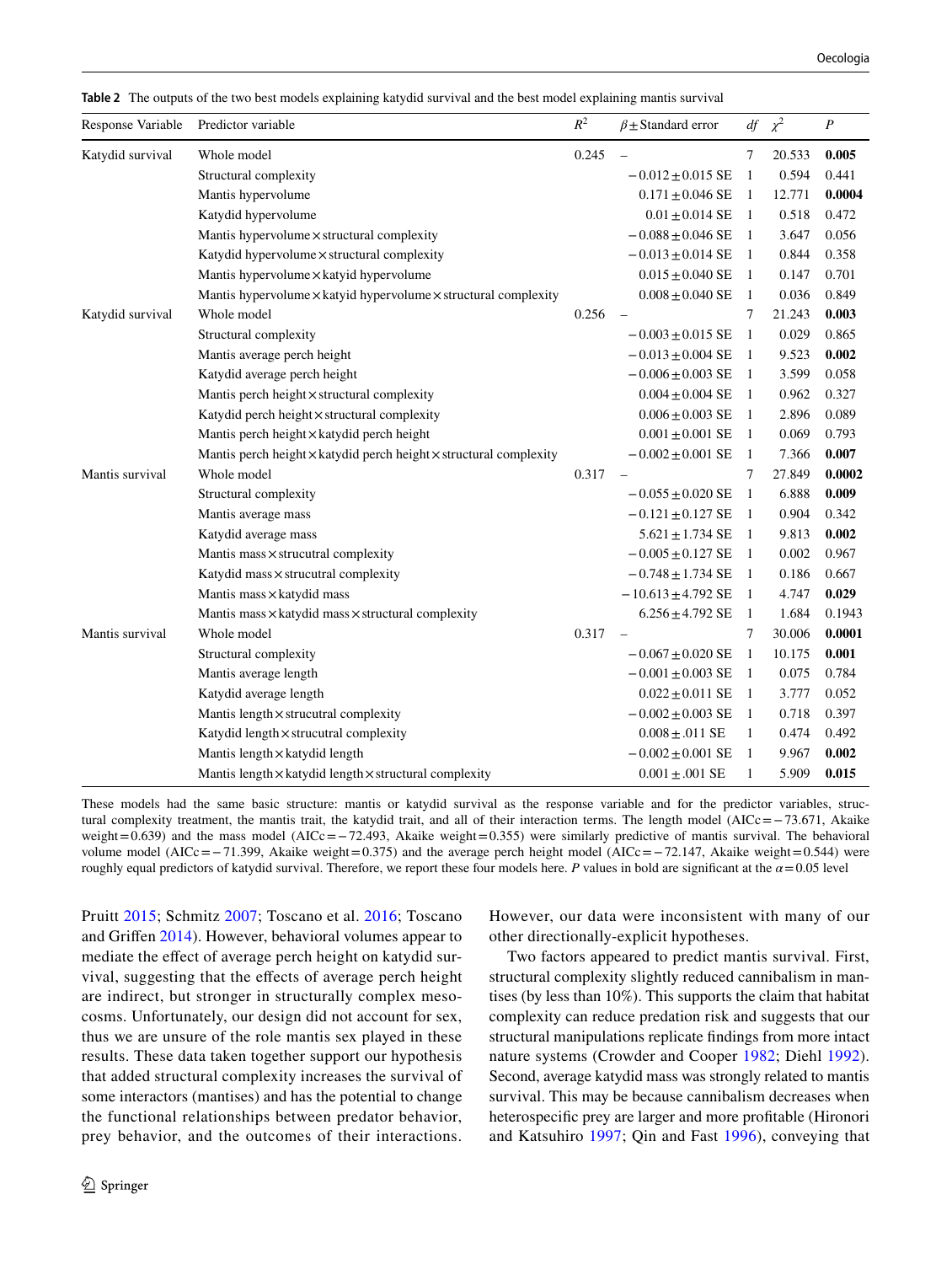**Table 2** The outputs of the two best models explaining katydid survival and the best model explaining mantis survival

| Response Variable | Predictor variable | $R^2$ | $\beta \pm$ Standard error | *df* | $\chi^2$ | *P* |
|---|---|---|---|---|---|---|
| Katydid survival | Whole model | 0.245 | – | 7 | 20.533 | **0.005** |
| | Structural complexity | | $-0.012 \pm 0.015$ SE | 1 | 0.594 | 0.441 |
| | Mantis hypervolume | | $0.171 \pm 0.046$ SE | 1 | 12.771 | **0.0004** |
| | Katydid hypervolume | | $0.01 \pm 0.014$ SE | 1 | 0.518 | 0.472 |
| | Mantis hypervolume × structural complexity | | $-0.088 \pm 0.046$ SE | 1 | 3.647 | 0.056 |
| | Katydid hypervolume × structural complexity | | $-0.013 \pm 0.014$ SE | 1 | 0.844 | 0.358 |
| | Mantis hypervolume × katyid hypervolume | | $0.015 \pm 0.040$ SE | 1 | 0.147 | 0.701 |
| | Mantis hypervolume × katyid hypervolume × structural complexity | | $0.008 \pm 0.040$ SE | 1 | 0.036 | 0.849 |
| Katydid survival | Whole model | 0.256 | – | 7 | 21.243 | **0.003** |
| | Structural complexity | | $-0.003 \pm 0.015$ SE | 1 | 0.029 | 0.865 |
| | Mantis average perch height | | $-0.013 \pm 0.004$ SE | 1 | 9.523 | **0.002** |
| | Katydid average perch height | | $-0.006 \pm 0.003$ SE | 1 | 3.599 | 0.058 |
| | Mantis perch height × structural complexity | | $0.004 \pm 0.004$ SE | 1 | 0.962 | 0.327 |
| | Katydid perch height × structural complexity | | $0.006 \pm 0.003$ SE | 1 | 2.896 | 0.089 |
| | Mantis perch height × katydid perch height | | $0.001 \pm 0.001$ SE | 1 | 0.069 | 0.793 |
| | Mantis perch height × katydid perch height × structural complexity | | $-0.002 \pm 0.001$ SE | 1 | 7.366 | **0.007** |
| Mantis survival | Whole model | 0.317 | – | 7 | 27.849 | **0.0002** |
| | Structural complexity | | $-0.055 \pm 0.020$ SE | 1 | 6.888 | **0.009** |
| | Mantis average mass | | $-0.121 \pm 0.127$ SE | 1 | 0.904 | 0.342 |
| | Katydid average mass | | $5.621 \pm 1.734$ SE | 1 | 9.813 | **0.002** |
| | Mantis mass × strucutral complexity | | $-0.005 \pm 0.127$ SE | 1 | 0.002 | 0.967 |
| | Katydid mass × strucutral complexity | | $-0.748 \pm 1.734$ SE | 1 | 0.186 | 0.667 |
| | Mantis mass × katydid mass | | $-10.613 \pm 4.792$ SE | 1 | 4.747 | **0.029** |
| | Mantis mass × katydid mass × structural complexity | | $6.256 \pm 4.792$ SE | 1 | 1.684 | 0.1943 |
| Mantis survival | Whole model | 0.317 | – | 7 | 30.006 | **0.0001** |
| | Structural complexity | | $-0.067 \pm 0.020$ SE | 1 | 10.175 | **0.001** |
| | Mantis average length | | $-0.001 \pm 0.003$ SE | 1 | 0.075 | 0.784 |
| | Katydid average length | | $0.022 \pm 0.011$ SE | 1 | 3.777 | 0.052 |
| | Mantis length × strucutral complexity | | $-0.002 \pm 0.003$ SE | 1 | 0.718 | 0.397 |
| | Katydid length × strucutral complexity | | $0.008 \pm .011$ SE | 1 | 0.474 | 0.492 |
| | Mantis length × katydid length | | $-0.002 \pm 0.001$ SE | 1 | 9.967 | **0.002** |
| | Mantis length × katydid length × structural complexity | | $0.001 \pm .001$ SE | 1 | 5.909 | **0.015** |

These models had the same basic structure: mantis or katydid survival as the response variable and for the predictor variables, structural complexity treatment, the mantis trait, the katydid trait, and all of their interaction terms. The length model (AICc = −73.671, Akaike weight = 0.639) and the mass model (AICc = −72.493, Akaike weight = 0.355) were similarly predictive of mantis survival. The behavioral volume model (AICc = −71.399, Akaike weight = 0.375) and the average perch height model (AICc = −72.147, Akaike weight = 0.544) were roughly equal predictors of katydid survival. Therefore, we report these four models here. *P* values in bold are significant at the $\alpha = 0.05$ level

Pruitt 2015; Schmitz 2007; Toscano et al. 2016; Toscano and Griffen 2014). However, behavioral volumes appear to mediate the effect of average perch height on katydid survival, suggesting that the effects of average perch height are indirect, but stronger in structurally complex mesocosms. Unfortunately, our design did not account for sex, thus we are unsure of the role mantis sex played in these results. These data taken together support our hypothesis that added structural complexity increases the survival of some interactors (mantises) and has the potential to change the functional relationships between predator behavior, prey behavior, and the outcomes of their interactions. However, our data were inconsistent with many of our other directionally-explicit hypotheses.

Two factors appeared to predict mantis survival. First, structural complexity slightly reduced cannibalism in mantises (by less than 10%). This supports the claim that habitat complexity can reduce predation risk and suggests that our structural manipulations replicate findings from more intact nature systems (Crowder and Cooper 1982; Diehl 1992). Second, average katydid mass was strongly related to mantis survival. This may be because cannibalism decreases when heterospecific prey are larger and more profitable (Hironori and Katsuhiro 1997; Qin and Fast 1996), conveying that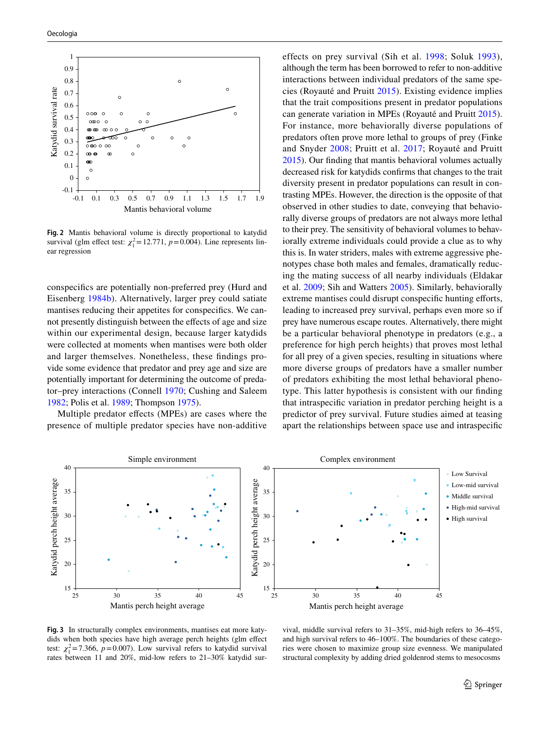**Fig. 2** Mantis behavioral volume is directly proportional to katydid survival (glm effect test: $\chi^2_1 = 12.771$, $p = 0.004$). Line represents linear regression

conspecifics are potentially non-preferred prey (Hurd and Eisenberg 1984b). Alternatively, larger prey could satiate mantises reducing their appetites for conspecifics. We cannot presently distinguish between the effects of age and size within our experimental design, because larger katydids were collected at moments when mantises were both older and larger themselves. Nonetheless, these findings provide some evidence that predator and prey age and size are potentially important for determining the outcome of predator–prey interactions (Connell 1970; Cushing and Saleem 1982; Polis et al. 1989; Thompson 1975).

Multiple predator effects (MPEs) are cases where the presence of multiple predator species have non-additive effects on prey survival (Sih et al. 1998; Soluk 1993), although the term has been borrowed to refer to non-additive interactions between individual predators of the same species (Royauté and Pruitt 2015). Existing evidence implies that the trait compositions present in predator populations can generate variation in MPEs (Royauté and Pruitt 2015). For instance, more behaviorally diverse populations of predators often prove more lethal to groups of prey (Finke and Snyder 2008; Pruitt et al. 2017; Royauté and Pruitt 2015). Our finding that mantis behavioral volumes actually decreased risk for katydids confirms that changes to the trait diversity present in predator populations can result in contrasting MPEs. However, the direction is the opposite of that observed in other studies to date, conveying that behaviorally diverse groups of predators are not always more lethal to their prey. The sensitivity of behavioral volumes to behaviorally extreme individuals could provide a clue as to why this is. In water striders, males with extreme aggressive phenotypes chase both males and females, dramatically reducing the mating success of all nearby individuals (Eldakar et al. 2009; Sih and Watters 2005). Similarly, behaviorally extreme mantises could disrupt conspecific hunting efforts, leading to increased prey survival, perhaps even more so if prey have numerous escape routes. Alternatively, there might be a particular behavioral phenotype in predators (e.g., a preference for high perch heights) that proves most lethal for all prey of a given species, resulting in situations where more diverse groups of predators have a smaller number of predators exhibiting the most lethal behavioral phenotype. This latter hypothesis is consistent with our finding that intraspecific variation in predator perching height is a predictor of prey survival. Future studies aimed at teasing apart the relationships between space use and intraspecific

**Fig. 3** In structurally complex environments, mantises eat more katydids when both species have high average perch heights (glm effect test: $\chi^2_1 = 7.366$, $p = 0.007$). Low survival refers to katydid survival rates between 11 and 20%, mid-low refers to 21–30% katydid survival, middle survival refers to 31–35%, mid-high refers to 36–45%, and high survival refers to 46–100%. The boundaries of these categories were chosen to maximize group size evenness. We manipulated structural complexity by adding dried goldenrod stems to mesocosms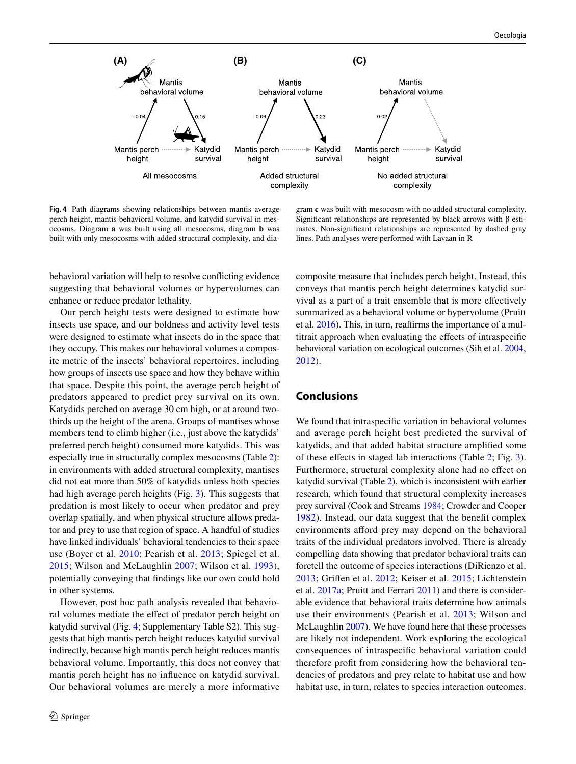**Fig. 4** Path diagrams showing relationships between mantis average perch height, mantis behavioral volume, and katydid survival in mesocosms. Diagram **a** was built using all mesocosms, diagram **b** was built with only mesocosms with added structural complexity, and diagram **c** was built with mesocosm with no added structural complexity. Significant relationships are represented by black arrows with β estimates. Non-significant relationships are represented by dashed gray lines. Path analyses were performed with Lavaan in R

behavioral variation will help to resolve conflicting evidence suggesting that behavioral volumes or hypervolumes can enhance or reduce predator lethality.

Our perch height tests were designed to estimate how insects use space, and our boldness and activity level tests were designed to estimate what insects do in the space that they occupy. This makes our behavioral volumes a composite metric of the insects' behavioral repertoires, including how groups of insects use space and how they behave within that space. Despite this point, the average perch height of predators appeared to predict prey survival on its own. Katydids perched on average 30 cm high, or at around two-thirds up the height of the arena. Groups of mantises whose members tend to climb higher (i.e., just above the katydids' preferred perch height) consumed more katydids. This was especially true in structurally complex mesocosms (Table 2): in environments with added structural complexity, mantises did not eat more than 50% of katydids unless both species had high average perch heights (Fig. 3). This suggests that predation is most likely to occur when predator and prey overlap spatially, and when physical structure allows predator and prey to use that region of space. A handful of studies have linked individuals' behavioral tendencies to their space use (Boyer et al. 2010; Pearish et al. 2013; Spiegel et al. 2015; Wilson and McLaughlin 2007; Wilson et al. 1993), potentially conveying that findings like our own could hold in other systems.

However, post hoc path analysis revealed that behavioral volumes mediate the effect of predator perch height on katydid survival (Fig. 4; Supplementary Table S2). This suggests that high mantis perch height reduces katydid survival indirectly, because high mantis perch height reduces mantis behavioral volume. Importantly, this does not convey that mantis perch height has no influence on katydid survival. Our behavioral volumes are merely a more informative composite measure that includes perch height. Instead, this conveys that mantis perch height determines katydid survival as a part of a trait ensemble that is more effectively summarized as a behavioral volume or hypervolume (Pruitt et al. 2016). This, in turn, reaffirms the importance of a multitrait approach when evaluating the effects of intraspecific behavioral variation on ecological outcomes (Sih et al. 2004, 2012).

## Conclusions

We found that intraspecific variation in behavioral volumes and average perch height best predicted the survival of katydids, and that added habitat structure amplified some of these effects in staged lab interactions (Table 2; Fig. 3). Furthermore, structural complexity alone had no effect on katydid survival (Table 2), which is inconsistent with earlier research, which found that structural complexity increases prey survival (Cook and Streams 1984; Crowder and Cooper 1982). Instead, our data suggest that the benefit complex environments afford prey may depend on the behavioral traits of the individual predators involved. There is already compelling data showing that predator behavioral traits can foretell the outcome of species interactions (DiRienzo et al. 2013; Griffen et al. 2012; Keiser et al. 2015; Lichtenstein et al. 2017a; Pruitt and Ferrari 2011) and there is considerable evidence that behavioral traits determine how animals use their environments (Pearish et al. 2013; Wilson and McLaughlin 2007). We have found here that these processes are likely not independent. Work exploring the ecological consequences of intraspecific behavioral variation could therefore profit from considering how the behavioral tendencies of predators and prey relate to habitat use and how habitat use, in turn, relates to species interaction outcomes.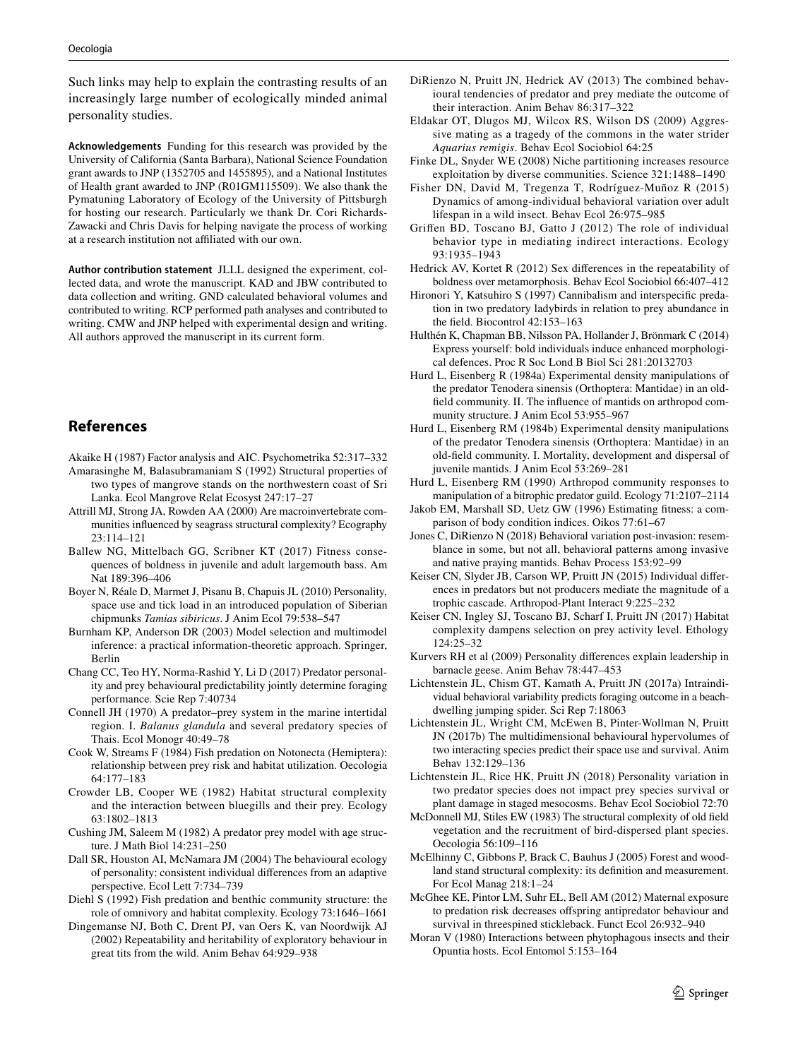Such links may help to explain the contrasting results of an increasingly large number of ecologically minded animal personality studies.

**Acknowledgements** Funding for this research was provided by the University of California (Santa Barbara), National Science Foundation grant awards to JNP (1352705 and 1455895), and a National Institutes of Health grant awarded to JNP (R01GM115509). We also thank the Pymatuning Laboratory of Ecology of the University of Pittsburgh for hosting our research. Particularly we thank Dr. Cori Richards-Zawacki and Chris Davis for helping navigate the process of working at a research institution not affiliated with our own.

**Author contribution statement** JLLL designed the experiment, collected data, and wrote the manuscript. KAD and JBW contributed to data collection and writing. GND calculated behavioral volumes and contributed to writing. RCP performed path analyses and contributed to writing. CMW and JNP helped with experimental design and writing. All authors approved the manuscript in its current form.

## References

Akaike H (1987) Factor analysis and AIC. Psychometrika 52:317–332

Amarasinghe M, Balasubramaniam S (1992) Structural properties of two types of mangrove stands on the northwestern coast of Sri Lanka. Ecol Mangrove Relat Ecosyst 247:17–27

Attrill MJ, Strong JA, Rowden AA (2000) Are macroinvertebrate communities influenced by seagrass structural complexity? Ecography 23:114–121

Ballew NG, Mittelbach GG, Scribner KT (2017) Fitness consequences of boldness in juvenile and adult largemouth bass. Am Nat 189:396–406

Boyer N, Réale D, Marmet J, Pisanu B, Chapuis JL (2010) Personality, space use and tick load in an introduced population of Siberian chipmunks *Tamias sibiricus*. J Anim Ecol 79:538–547

Burnham KP, Anderson DR (2003) Model selection and multimodel inference: a practical information-theoretic approach. Springer, Berlin

Chang CC, Teo HY, Norma-Rashid Y, Li D (2017) Predator personality and prey behavioural predictability jointly determine foraging performance. Scie Rep 7:40734

Connell JH (1970) A predator–prey system in the marine intertidal region. I. *Balanus glandula* and several predatory species of Thais. Ecol Monogr 40:49–78

Cook W, Streams F (1984) Fish predation on Notonecta (Hemiptera): relationship between prey risk and habitat utilization. Oecologia 64:177–183

Crowder LB, Cooper WE (1982) Habitat structural complexity and the interaction between bluegills and their prey. Ecology 63:1802–1813

Cushing JM, Saleem M (1982) A predator prey model with age structure. J Math Biol 14:231–250

Dall SR, Houston AI, McNamara JM (2004) The behavioural ecology of personality: consistent individual differences from an adaptive perspective. Ecol Lett 7:734–739

Diehl S (1992) Fish predation and benthic community structure: the role of omnivory and habitat complexity. Ecology 73:1646–1661

Dingemanse NJ, Both C, Drent PJ, van Oers K, van Noordwijk AJ (2002) Repeatability and heritability of exploratory behaviour in great tits from the wild. Anim Behav 64:929–938

DiRienzo N, Pruitt JN, Hedrick AV (2013) The combined behavioural tendencies of predator and prey mediate the outcome of their interaction. Anim Behav 86:317–322

Eldakar OT, Dlugos MJ, Wilcox RS, Wilson DS (2009) Aggressive mating as a tragedy of the commons in the water strider *Aquarius remigis*. Behav Ecol Sociobiol 64:25

Finke DL, Snyder WE (2008) Niche partitioning increases resource exploitation by diverse communities. Science 321:1488–1490

Fisher DN, David M, Tregenza T, Rodríguez-Muñoz R (2015) Dynamics of among-individual behavioral variation over adult lifespan in a wild insect. Behav Ecol 26:975–985

Griffen BD, Toscano BJ, Gatto J (2012) The role of individual behavior type in mediating indirect interactions. Ecology 93:1935–1943

Hedrick AV, Kortet R (2012) Sex differences in the repeatability of boldness over metamorphosis. Behav Ecol Sociobiol 66:407–412

Hironori Y, Katsuhiro S (1997) Cannibalism and interspecific predation in two predatory ladybirds in relation to prey abundance in the field. Biocontrol 42:153–163

Hulthén K, Chapman BB, Nilsson PA, Hollander J, Brönmark C (2014) Express yourself: bold individuals induce enhanced morphological defences. Proc R Soc Lond B Biol Sci 281:20132703

Hurd L, Eisenberg R (1984a) Experimental density manipulations of the predator Tenodera sinensis (Orthoptera: Mantidae) in an old-field community. II. The influence of mantids on arthropod community structure. J Anim Ecol 53:955–967

Hurd L, Eisenberg RM (1984b) Experimental density manipulations of the predator Tenodera sinensis (Orthoptera: Mantidae) in an old-field community. I. Mortality, development and dispersal of juvenile mantids. J Anim Ecol 53:269–281

Hurd L, Eisenberg RM (1990) Arthropod community responses to manipulation of a bitrophic predator guild. Ecology 71:2107–2114

Jakob EM, Marshall SD, Uetz GW (1996) Estimating fitness: a comparison of body condition indices. Oikos 77:61–67

Jones C, DiRienzo N (2018) Behavioral variation post-invasion: resemblance in some, but not all, behavioral patterns among invasive and native praying mantids. Behav Process 153:92–99

Keiser CN, Slyder JB, Carson WP, Pruitt JN (2015) Individual differences in predators but not producers mediate the magnitude of a trophic cascade. Arthropod-Plant Interact 9:225–232

Keiser CN, Ingley SJ, Toscano BJ, Scharf I, Pruitt JN (2017) Habitat complexity dampens selection on prey activity level. Ethology 124:25–32

Kurvers RH et al (2009) Personality differences explain leadership in barnacle geese. Anim Behav 78:447–453

Lichtenstein JL, Chism GT, Kamath A, Pruitt JN (2017a) Intraindividual behavioral variability predicts foraging outcome in a beach-dwelling jumping spider. Sci Rep 7:18063

Lichtenstein JL, Wright CM, McEwen B, Pinter-Wollman N, Pruitt JN (2017b) The multidimensional behavioural hypervolumes of two interacting species predict their space use and survival. Anim Behav 132:129–136

Lichtenstein JL, Rice HK, Pruitt JN (2018) Personality variation in two predator species does not impact prey species survival or plant damage in staged mesocosms. Behav Ecol Sociobiol 72:70

McDonnell MJ, Stiles EW (1983) The structural complexity of old field vegetation and the recruitment of bird-dispersed plant species. Oecologia 56:109–116

McElhinny C, Gibbons P, Brack C, Bauhus J (2005) Forest and woodland stand structural complexity: its definition and measurement. For Ecol Manag 218:1–24

McGhee KE, Pintor LM, Suhr EL, Bell AM (2012) Maternal exposure to predation risk decreases offspring antipredator behaviour and survival in threespined stickleback. Funct Ecol 26:932–940

Moran V (1980) Interactions between phytophagous insects and their Opuntia hosts. Ecol Entomol 5:153–164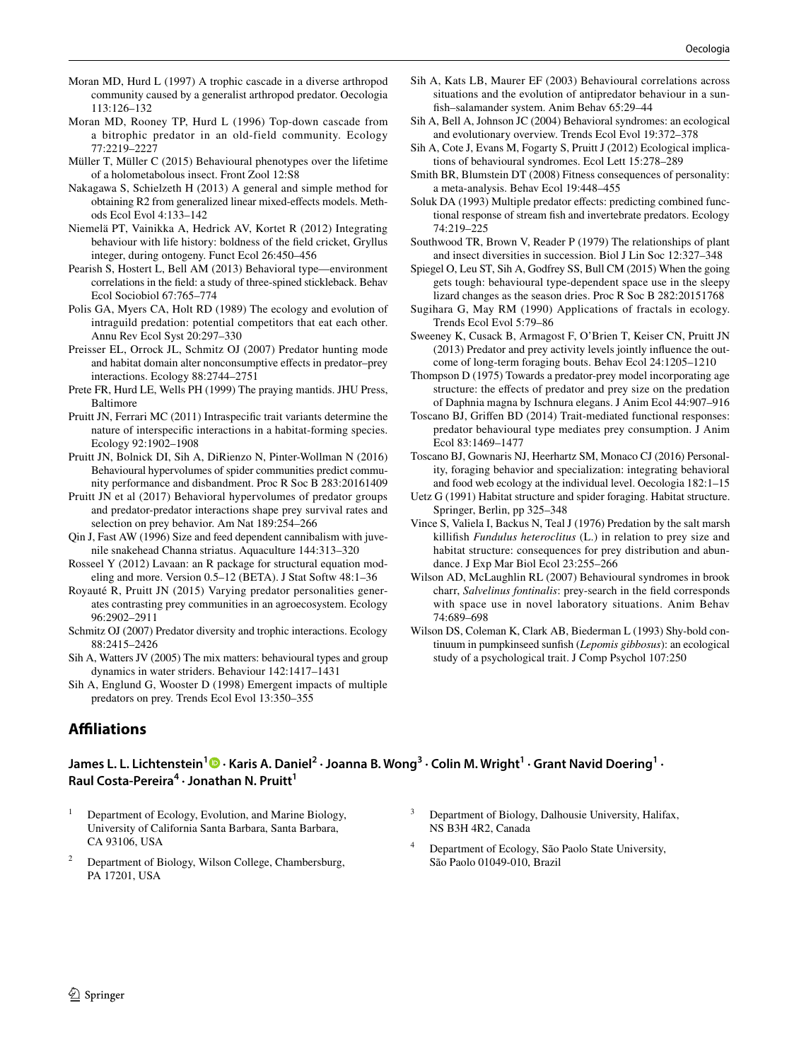Moran MD, Hurd L (1997) A trophic cascade in a diverse arthropod community caused by a generalist arthropod predator. Oecologia 113:126–132

Moran MD, Rooney TP, Hurd L (1996) Top-down cascade from a bitrophic predator in an old-field community. Ecology 77:2219–2227

Müller T, Müller C (2015) Behavioural phenotypes over the lifetime of a holometabolous insect. Front Zool 12:S8

Nakagawa S, Schielzeth H (2013) A general and simple method for obtaining R2 from generalized linear mixed-effects models. Methods Ecol Evol 4:133–142

Niemelä PT, Vainikka A, Hedrick AV, Kortet R (2012) Integrating behaviour with life history: boldness of the field cricket, Gryllus integer, during ontogeny. Funct Ecol 26:450–456

Pearish S, Hostert L, Bell AM (2013) Behavioral type—environment correlations in the field: a study of three-spined stickleback. Behav Ecol Sociobiol 67:765–774

Polis GA, Myers CA, Holt RD (1989) The ecology and evolution of intraguild predation: potential competitors that eat each other. Annu Rev Ecol Syst 20:297–330

Preisser EL, Orrock JL, Schmitz OJ (2007) Predator hunting mode and habitat domain alter nonconsumptive effects in predator–prey interactions. Ecology 88:2744–2751

Prete FR, Hurd LE, Wells PH (1999) The praying mantids. JHU Press, Baltimore

Pruitt JN, Ferrari MC (2011) Intraspecific trait variants determine the nature of interspecific interactions in a habitat-forming species. Ecology 92:1902–1908

Pruitt JN, Bolnick DI, Sih A, DiRienzo N, Pinter-Wollman N (2016) Behavioural hypervolumes of spider communities predict community performance and disbandment. Proc R Soc B 283:20161409

Pruitt JN et al (2017) Behavioral hypervolumes of predator groups and predator-predator interactions shape prey survival rates and selection on prey behavior. Am Nat 189:254–266

Qin J, Fast AW (1996) Size and feed dependent cannibalism with juvenile snakehead Channa striatus. Aquaculture 144:313–320

Rosseel Y (2012) Lavaan: an R package for structural equation modeling and more. Version 0.5–12 (BETA). J Stat Softw 48:1–36

Royauté R, Pruitt JN (2015) Varying predator personalities generates contrasting prey communities in an agroecosystem. Ecology 96:2902–2911

Schmitz OJ (2007) Predator diversity and trophic interactions. Ecology 88:2415–2426

Sih A, Watters JV (2005) The mix matters: behavioural types and group dynamics in water striders. Behaviour 142:1417–1431

Sih A, Englund G, Wooster D (1998) Emergent impacts of multiple predators on prey. Trends Ecol Evol 13:350–355

Sih A, Kats LB, Maurer EF (2003) Behavioural correlations across situations and the evolution of antipredator behaviour in a sunfish–salamander system. Anim Behav 65:29–44

Sih A, Bell A, Johnson JC (2004) Behavioral syndromes: an ecological and evolutionary overview. Trends Ecol Evol 19:372–378

Sih A, Cote J, Evans M, Fogarty S, Pruitt J (2012) Ecological implications of behavioural syndromes. Ecol Lett 15:278–289

Smith BR, Blumstein DT (2008) Fitness consequences of personality: a meta-analysis. Behav Ecol 19:448–455

Soluk DA (1993) Multiple predator effects: predicting combined functional response of stream fish and invertebrate predators. Ecology 74:219–225

Southwood TR, Brown V, Reader P (1979) The relationships of plant and insect diversities in succession. Biol J Lin Soc 12:327–348

Spiegel O, Leu ST, Sih A, Godfrey SS, Bull CM (2015) When the going gets tough: behavioural type-dependent space use in the sleepy lizard changes as the season dries. Proc R Soc B 282:20151768

Sugihara G, May RM (1990) Applications of fractals in ecology. Trends Ecol Evol 5:79–86

Sweeney K, Cusack B, Armagost F, O'Brien T, Keiser CN, Pruitt JN (2013) Predator and prey activity levels jointly influence the outcome of long-term foraging bouts. Behav Ecol 24:1205–1210

Thompson D (1975) Towards a predator-prey model incorporating age structure: the effects of predator and prey size on the predation of Daphnia magna by Ischnura elegans. J Anim Ecol 44:907–916

Toscano BJ, Griffen BD (2014) Trait-mediated functional responses: predator behavioural type mediates prey consumption. J Anim Ecol 83:1469–1477

Toscano BJ, Gownaris NJ, Heerhartz SM, Monaco CJ (2016) Personality, foraging behavior and specialization: integrating behavioral and food web ecology at the individual level. Oecologia 182:1–15

Uetz G (1991) Habitat structure and spider foraging. Habitat structure. Springer, Berlin, pp 325–348

Vince S, Valiela I, Backus N, Teal J (1976) Predation by the salt marsh killifish *Fundulus heteroclitus* (L.) in relation to prey size and habitat structure: consequences for prey distribution and abundance. J Exp Mar Biol Ecol 23:255–266

Wilson AD, McLaughlin RL (2007) Behavioural syndromes in brook charr, *Salvelinus fontinalis*: prey-search in the field corresponds with space use in novel laboratory situations. Anim Behav 74:689–698

Wilson DS, Coleman K, Clark AB, Biederman L (1993) Shy-bold continuum in pumpkinseed sunfish (*Lepomis gibbosus*): an ecological study of a psychological trait. J Comp Psychol 107:250

## Affiliations

**James L. L. Lichtenstein[1] · Karis A. Daniel[2] · Joanna B. Wong[3] · Colin M. Wright[1] · Grant Navid Doering[1] · Raul Costa-Pereira[4] · Jonathan N. Pruitt[1]**

[1] Department of Ecology, Evolution, and Marine Biology, University of California Santa Barbara, Santa Barbara, CA 93106, USA

[2] Department of Biology, Wilson College, Chambersburg, PA 17201, USA

[3] Department of Biology, Dalhousie University, Halifax, NS B3H 4R2, Canada

[4] Department of Ecology, São Paolo State University, São Paolo 01049-010, Brazil